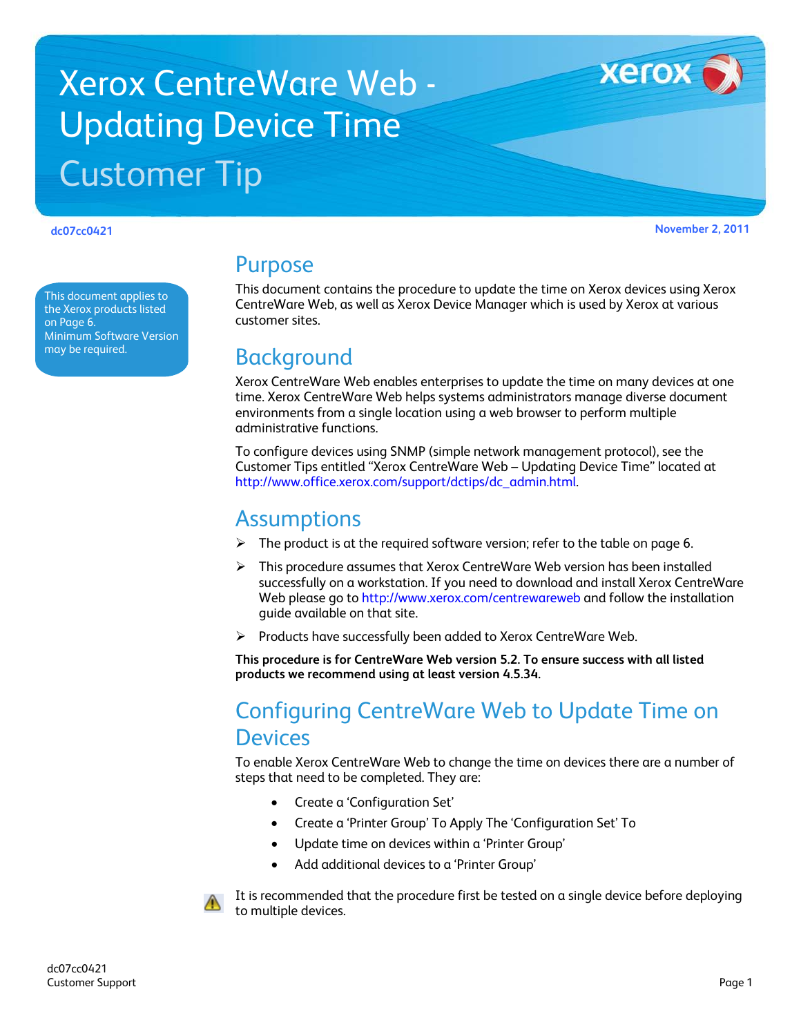# Xerox CentreWare Web - Updating Device Time

## Customer Tip

dc07cc0421

November 2, 2011

This document applies to the Xerox products listed on Page 6.
Minimum Software Version may be required.

## Purpose

This document contains the procedure to update the time on Xerox devices using Xerox CentreWare Web, as well as Xerox Device Manager which is used by Xerox at various customer sites.

## Background

Xerox CentreWare Web enables enterprises to update the time on many devices at one time. Xerox CentreWare Web helps systems administrators manage diverse document environments from a single location using a web browser to perform multiple administrative functions.

To configure devices using SNMP (simple network management protocol), see the Customer Tips entitled "Xerox CentreWare Web – Updating Device Time" located at http://www.office.xerox.com/support/dctips/dc_admin.html.

## Assumptions

- The product is at the required software version; refer to the table on page 6.
- This procedure assumes that Xerox CentreWare Web version has been installed successfully on a workstation. If you need to download and install Xerox CentreWare Web please go to http://www.xerox.com/centrewareweb and follow the installation guide available on that site.
- Products have successfully been added to Xerox CentreWare Web.

**This procedure is for CentreWare Web version 5.2. To ensure success with all listed products we recommend using at least version 4.5.34.**

## Configuring CentreWare Web to Update Time on Devices

To enable Xerox CentreWare Web to change the time on devices there are a number of steps that need to be completed. They are:

- Create a 'Configuration Set'
- Create a 'Printer Group' To Apply The 'Configuration Set' To
- Update time on devices within a 'Printer Group'
- Add additional devices to a 'Printer Group'

⚠ It is recommended that the procedure first be tested on a single device before deploying to multiple devices.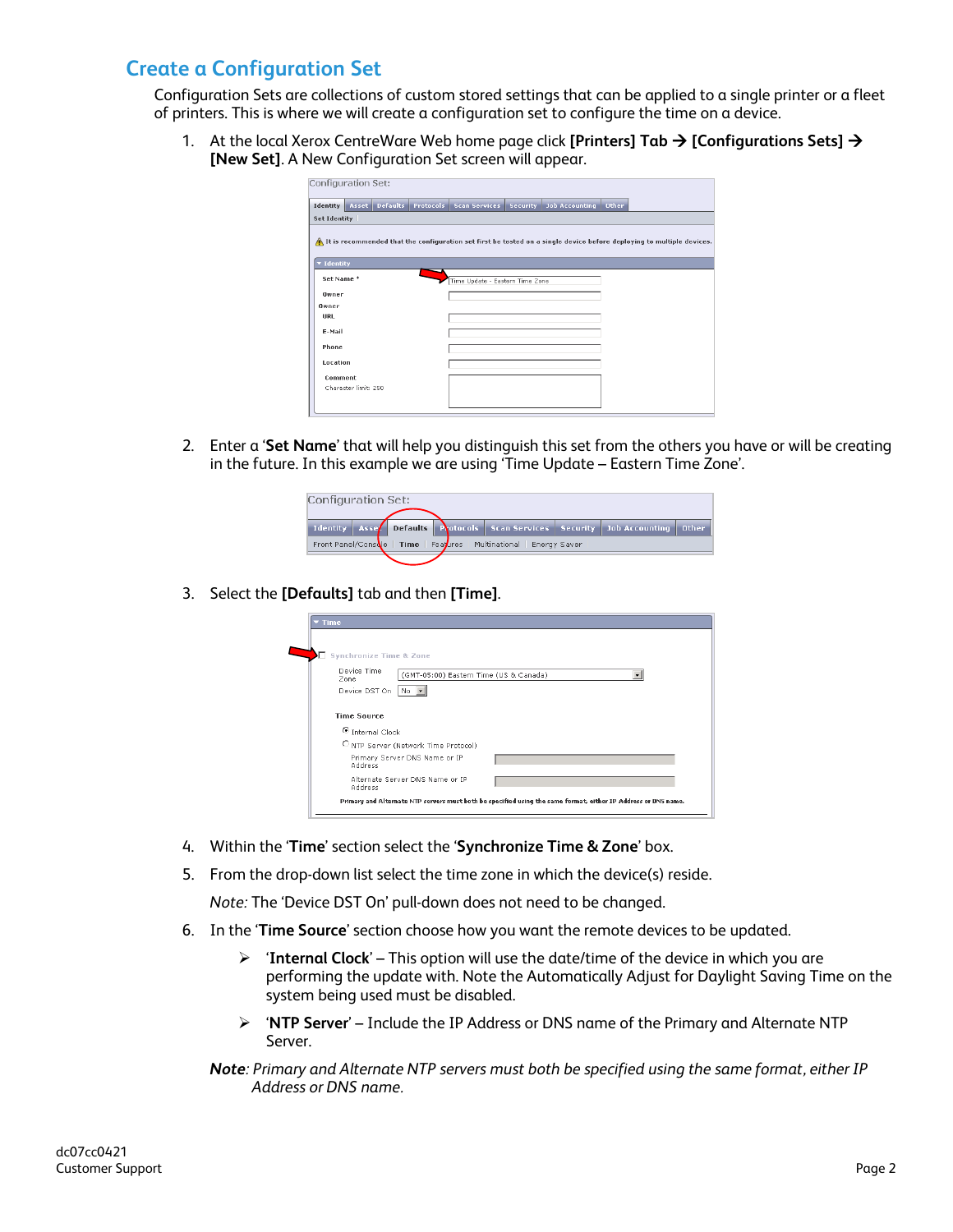## Create a Configuration Set

Configuration Sets are collections of custom stored settings that can be applied to a single printer or a fleet of printers. This is where we will create a configuration set to configure the time on a device.

1. At the local Xerox CentreWare Web home page click **[Printers] Tab → [Configurations Sets] → [New Set]**. A New Configuration Set screen will appear.

2. Enter a '**Set Name**' that will help you distinguish this set from the others you have or will be creating in the future. In this example we are using 'Time Update – Eastern Time Zone'.

3. Select the **[Defaults]** tab and then **[Time]**.

4. Within the '**Time**' section select the '**Synchronize Time & Zone**' box.

5. From the drop-down list select the time zone in which the device(s) reside.

   *Note:* The 'Device DST On' pull-down does not need to be changed.

6. In the '**Time Source**' section choose how you want the remote devices to be updated.

   - '**Internal Clock**' – This option will use the date/time of the device in which you are performing the update with. Note the Automatically Adjust for Daylight Saving Time on the system being used must be disabled.
   - '**NTP Server**' – Include the IP Address or DNS name of the Primary and Alternate NTP Server.

   ***Note****: Primary and Alternate NTP servers must both be specified using the same format, either IP Address or DNS name.*

dc07cc0421
Customer Support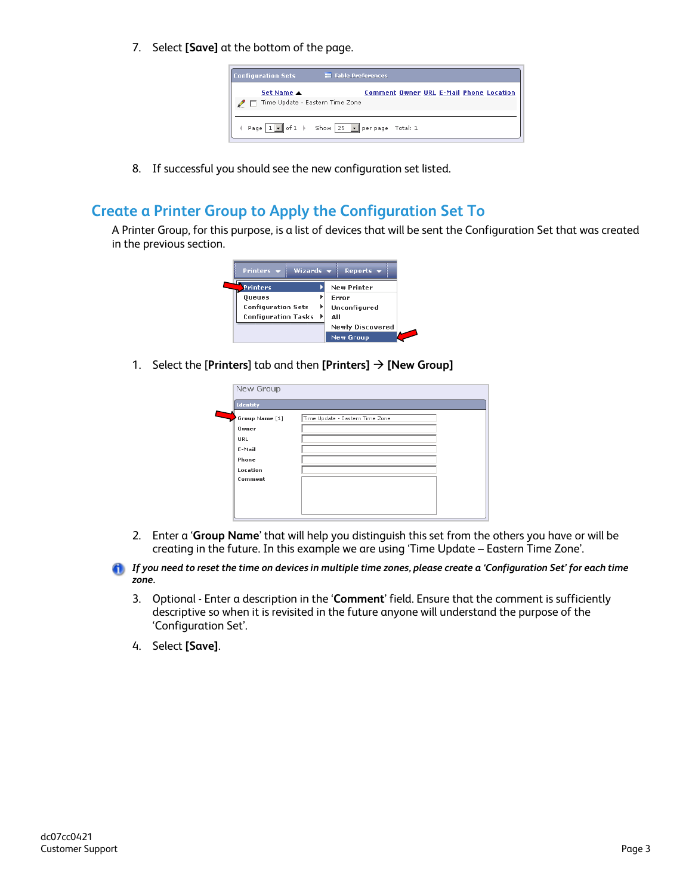7. Select **[Save]** at the bottom of the page.

8. If successful you should see the new configuration set listed.

## Create a Printer Group to Apply the Configuration Set To

A Printer Group, for this purpose, is a list of devices that will be sent the Configuration Set that was created in the previous section.

1. Select the [**Printers**] tab and then **[Printers]** → **[New Group]**

2. Enter a '**Group Name**' that will help you distinguish this set from the others you have or will be creating in the future. In this example we are using 'Time Update – Eastern Time Zone'.

***If you need to reset the time on devices in multiple time zones, please create a 'Configuration Set' for each time zone.***

3. Optional - Enter a description in the '**Comment**' field. Ensure that the comment is sufficiently descriptive so when it is revisited in the future anyone will understand the purpose of the 'Configuration Set'.

4. Select **[Save]**.

dc07cc0421
Customer Support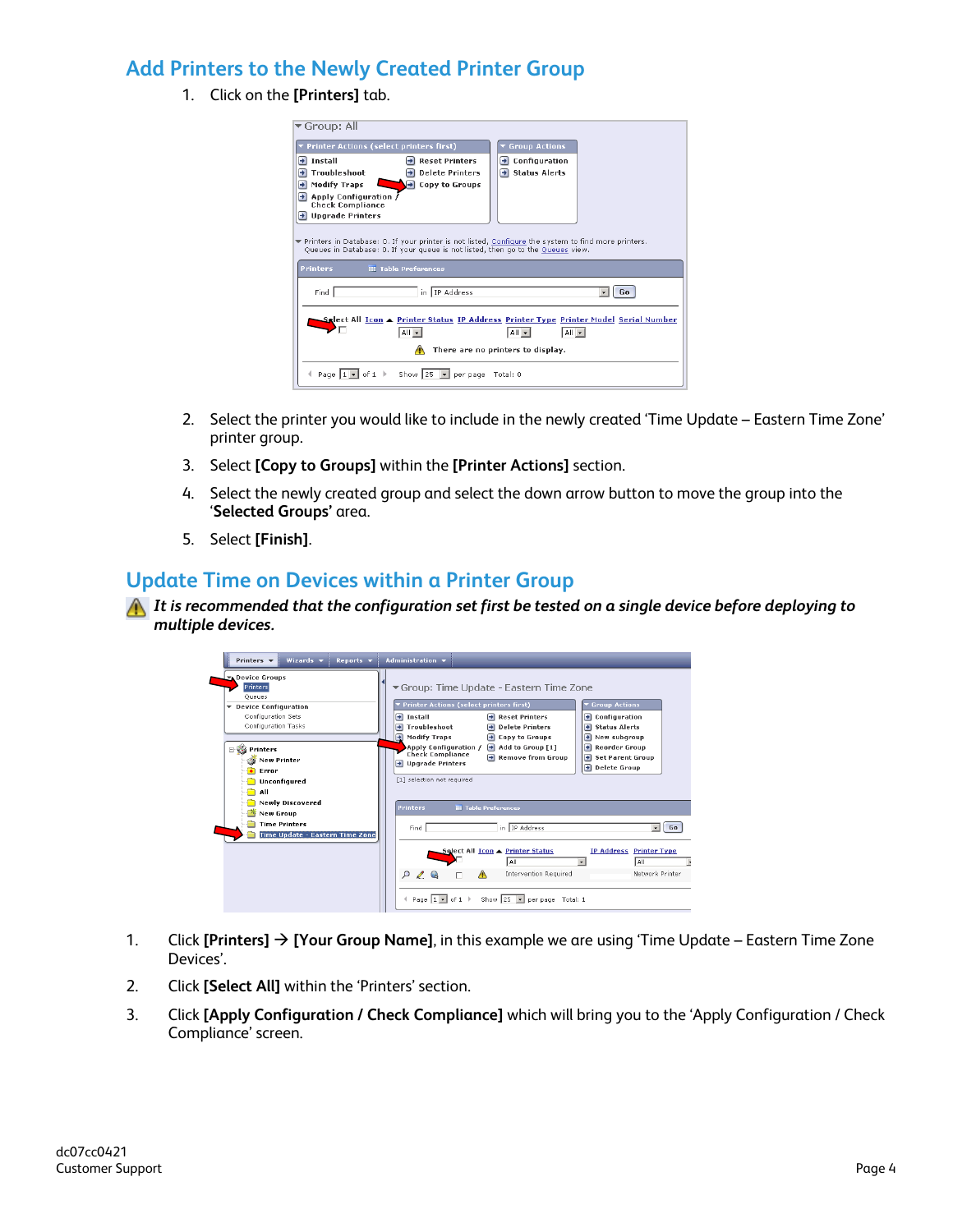## Add Printers to the Newly Created Printer Group

1. Click on the **[Printers]** tab.

2. Select the printer you would like to include in the newly created 'Time Update – Eastern Time Zone' printer group.
3. Select **[Copy to Groups]** within the **[Printer Actions]** section.
4. Select the newly created group and select the down arrow button to move the group into the '**Selected Groups'** area.
5. Select **[Finish]**.

## Update Time on Devices within a Printer Group

***It is recommended that the configuration set first be tested on a single device before deploying to multiple devices.***

1. Click **[Printers]** → **[Your Group Name]**, in this example we are using 'Time Update – Eastern Time Zone Devices'.
2. Click **[Select All]** within the 'Printers' section.
3. Click **[Apply Configuration / Check Compliance]** which will bring you to the 'Apply Configuration / Check Compliance' screen.

dc07cc0421
Customer Support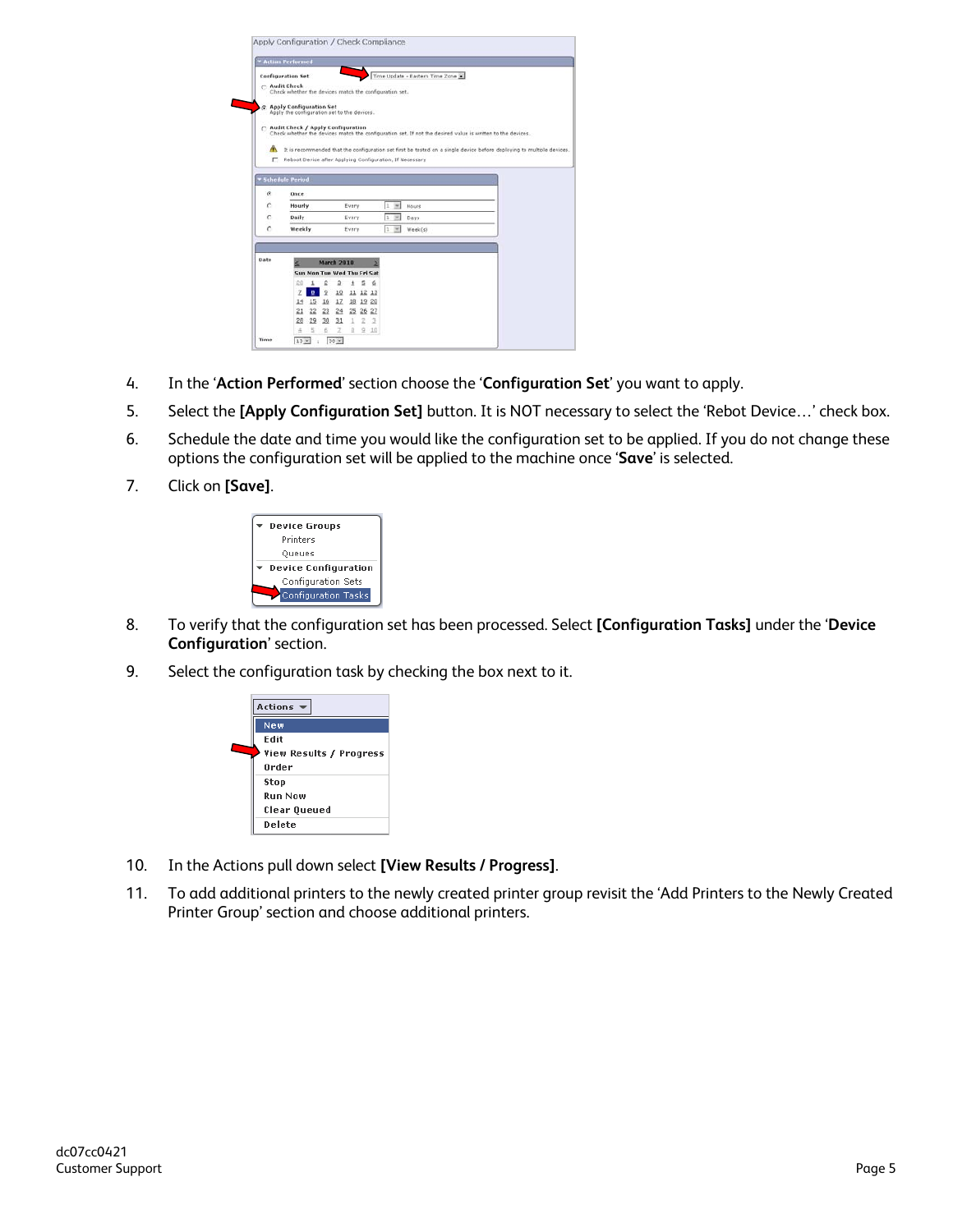4. In the '**Action Performed**' section choose the '**Configuration Set**' you want to apply.
5. Select the **[Apply Configuration Set]** button. It is NOT necessary to select the 'Rebot Device…' check box.
6. Schedule the date and time you would like the configuration set to be applied. If you do not change these options the configuration set will be applied to the machine once '**Save**' is selected.
7. Click on **[Save]**.
8. To verify that the configuration set has been processed. Select **[Configuration Tasks]** under the '**Device Configuration**' section.
9. Select the configuration task by checking the box next to it.
10. In the Actions pull down select **[View Results / Progress]**.
11. To add additional printers to the newly created printer group revisit the 'Add Printers to the Newly Created Printer Group' section and choose additional printers.

dc07cc0421
Customer Support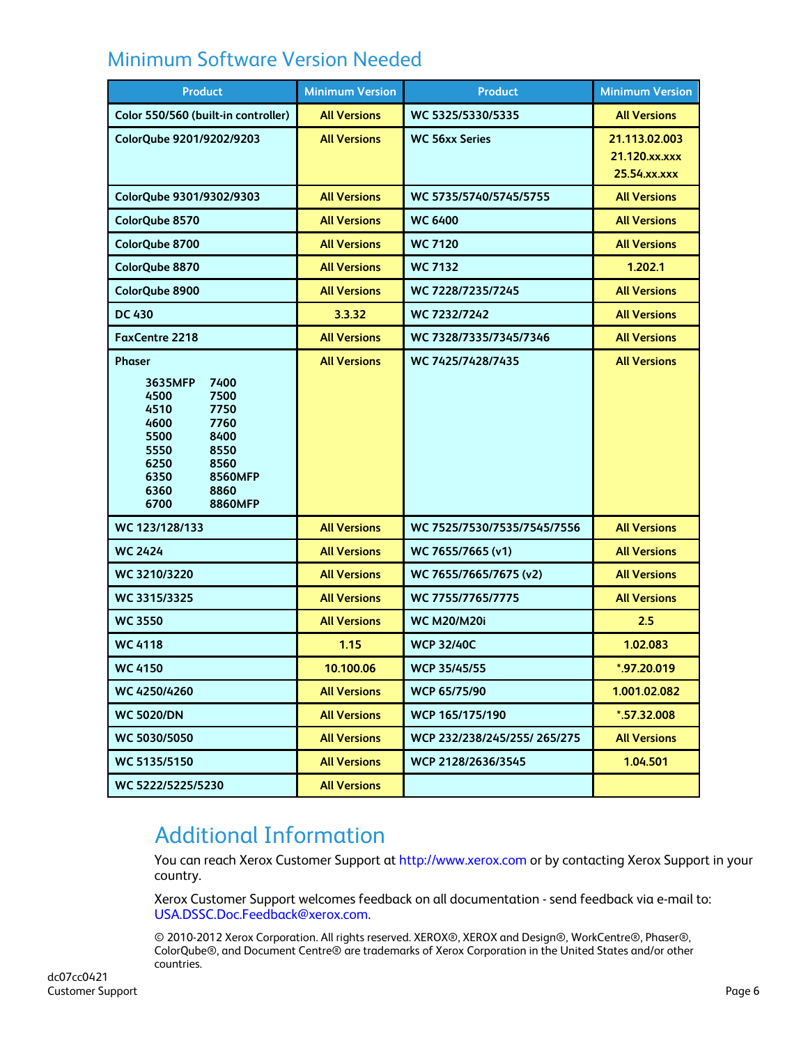## Minimum Software Version Needed

| Product | Minimum Version | Product | Minimum Version |
|---|---|---|---|
| Color 550/560 (built-in controller) | All Versions | WC 5325/5330/5335 | All Versions |
| ColorQube 9201/9202/9203 | All Versions | WC 56xx Series | 21.113.02.003<br>21.120.xx.xxx<br>25.54.xx.xxx |
| ColorQube 9301/9302/9303 | All Versions | WC 5735/5740/5745/5755 | All Versions |
| ColorQube 8570 | All Versions | WC 6400 | All Versions |
| ColorQube 8700 | All Versions | WC 7120 | All Versions |
| ColorQube 8870 | All Versions | WC 7132 | 1.202.1 |
| ColorQube 8900 | All Versions | WC 7228/7235/7245 | All Versions |
| DC 430 | 3.3.32 | WC 7232/7242 | All Versions |
| FaxCentre 2218 | All Versions | WC 7328/7335/7345/7346 | All Versions |
| Phaser<br>3635MFP 7400<br>4500 7500<br>4510 7750<br>4600 7760<br>5500 8400<br>5550 8550<br>6250 8560<br>6350 8560MFP<br>6360 8860<br>6700 8860MFP | All Versions | WC 7425/7428/7435 | All Versions |
| WC 123/128/133 | All Versions | WC 7525/7530/7535/7545/7556 | All Versions |
| WC 2424 | All Versions | WC 7655/7665 (v1) | All Versions |
| WC 3210/3220 | All Versions | WC 7655/7665/7675 (v2) | All Versions |
| WC 3315/3325 | All Versions | WC 7755/7765/7775 | All Versions |
| WC 3550 | All Versions | WC M20/M20i | 2.5 |
| WC 4118 | 1.15 | WCP 32/40C | 1.02.083 |
| WC 4150 | 10.100.06 | WCP 35/45/55 | *.97.20.019 |
| WC 4250/4260 | All Versions | WCP 65/75/90 | 1.001.02.082 |
| WC 5020/DN | All Versions | WCP 165/175/190 | *.57.32.008 |
| WC 5030/5050 | All Versions | WCP 232/238/245/255/ 265/275 | All Versions |
| WC 5135/5150 | All Versions | WCP 2128/2636/3545 | 1.04.501 |
| WC 5222/5225/5230 | All Versions | | |

## Additional Information

You can reach Xerox Customer Support at http://www.xerox.com or by contacting Xerox Support in your country.

Xerox Customer Support welcomes feedback on all documentation - send feedback via e-mail to: USA.DSSC.Doc.Feedback@xerox.com.

© 2010-2012 Xerox Corporation. All rights reserved. XEROX®, XEROX and Design®, WorkCentre®, Phaser®, ColorQube®, and Document Centre® are trademarks of Xerox Corporation in the United States and/or other countries.

dc07cc0421
Customer Support